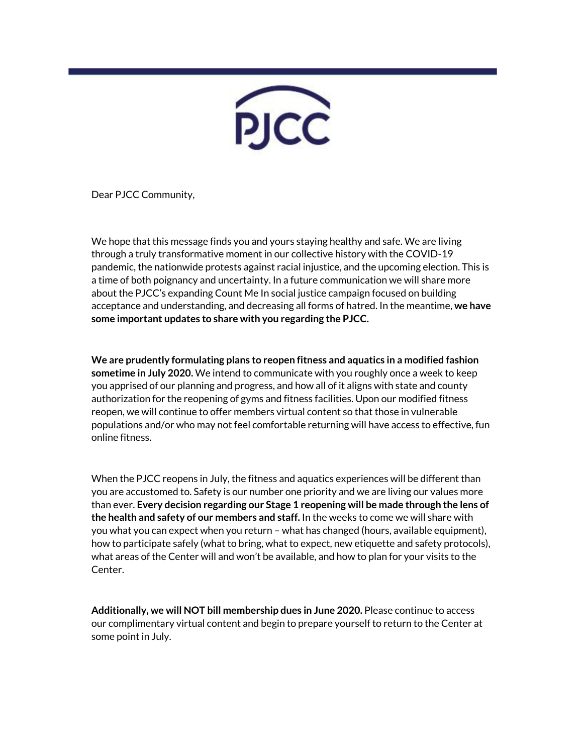PJCC

Dear PJCC Community,

We hope that this message finds you and yours staying healthy and safe. We are living through a truly transformative moment in our collective history with the COVID-19 pandemic, the nationwide protests against racial injustice, and the upcoming election. This is a time of both poignancy and uncertainty. In a future communication we will share more about the PJCC's expanding Count Me In social justice campaign focused on building acceptance and understanding, and decreasing all forms of hatred. In the meantime, **we have some important updates to share with you regarding the PJCC.**

**We are prudently formulating plans to reopen fitness and aquatics in a modified fashion sometime in July 2020.** We intend to communicate with you roughly once a week to keep you apprised of our planning and progress, and how all of it aligns with state and county authorization for the reopening of gyms and fitness facilities. Upon our modified fitness reopen, we will continue to offer members virtual content so that those in vulnerable populations and/or who may not feel comfortable returning will have access to effective, fun online fitness.

When the PJCC reopens in July, the fitness and aquatics experiences will be different than you are accustomed to. Safety is our number one priority and we are living our values more than ever. **Every decision regarding our Stage 1 reopening will be made through the lens of the health and safety of our members and staff.** In the weeks to come we will share with you what you can expect when you return – what has changed (hours, available equipment), how to participate safely (what to bring, what to expect, new etiquette and safety protocols), what areas of the Center will and won't be available, and how to plan for your visits to the Center.

**Additionally, we will NOT bill membership dues in June 2020.** Please continue to access our complimentary virtual content and begin to prepare yourself to return to the Center at some point in July.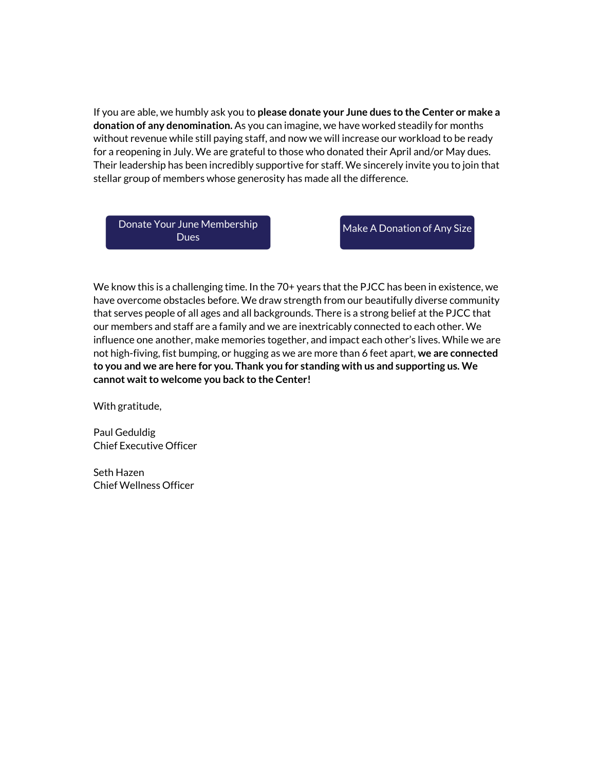If you are able, we humbly ask you to **please donate your June dues to the Center or make a donation of any denomination.** As you can imagine, we have worked steadily for months without revenue while still paying staff, and now we will increase our workload to be ready for a reopening in July. We are grateful to those who donated their April and/or May dues. Their leadership has been incredibly supportive for staff. We sincerely invite you to join that stellar group of members whose generosity has made all the difference.

Donate Your June Membership Dues

Make A Donation of Any Size

We know this is a challenging time. In the 70+ years that the PJCC has been in existence, we have overcome obstacles before. We draw strength from our beautifully diverse community that serves people of all ages and all backgrounds. There is a strong belief at the PJCC that our members and staff are a family and we are inextricably connected to each other. We influence one another, make memories together, and impact each other's lives. While we are not high-fiving, fist bumping, or hugging as we are more than 6 feet apart, **we are connected to you and we are here for you. Thank you for standing with us and supporting us. We cannot wait to welcome you back to the Center!**

With gratitude,

Paul Geduldig
Chief Executive Officer

Seth Hazen
Chief Wellness Officer